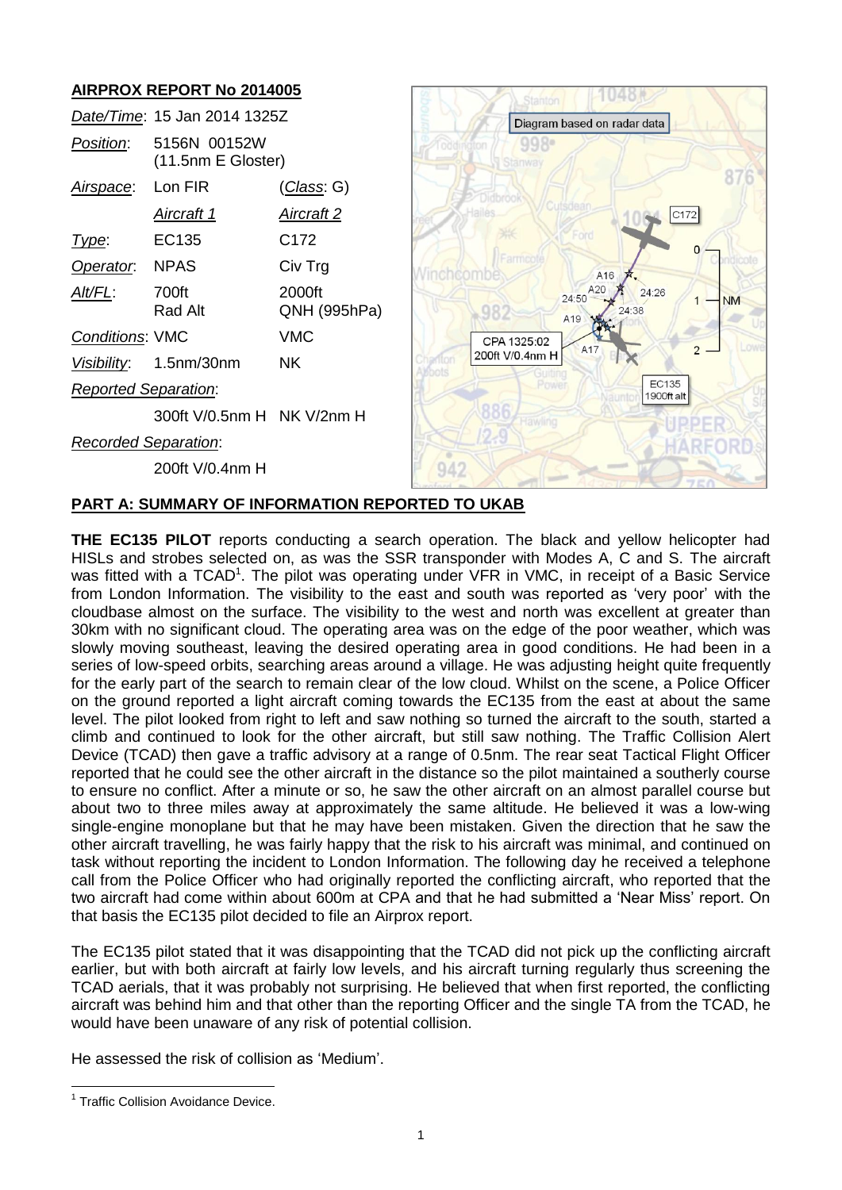## AIRPROX REPORT No 2014005

| | | |
|---|---|---|
| *Date/Time*: | 15 Jan 2014 1325Z | |
| *Position*: | 5156N 00152W (11.5nm E Gloster) | |
| *Airspace*: | Lon FIR | (*Class*: G) |
| | *Aircraft 1* | *Aircraft 2* |
| *Type*: | EC135 | C172 |
| *Operator*: | NPAS | Civ Trg |
| *Alt/FL*: | 700ft Rad Alt | 2000ft QNH (995hPa) |
| *Conditions*: | VMC | VMC |
| *Visibility*: | 1.5nm/30nm | NK |
| *Reported Separation*: | | |
| | 300ft V/0.5nm H | NK V/2nm H |
| *Recorded Separation*: | | |
| | 200ft V/0.4nm H | |

Diagram based on radar data

CPA 1325:02 200ft V/0.4nm H

EC135 1900ft alt

## PART A: SUMMARY OF INFORMATION REPORTED TO UKAB

**THE EC135 PILOT** reports conducting a search operation. The black and yellow helicopter had HISLs and strobes selected on, as was the SSR transponder with Modes A, C and S. The aircraft was fitted with a TCAD[1]. The pilot was operating under VFR in VMC, in receipt of a Basic Service from London Information. The visibility to the east and south was reported as 'very poor' with the cloudbase almost on the surface. The visibility to the west and north was excellent at greater than 30km with no significant cloud. The operating area was on the edge of the poor weather, which was slowly moving southeast, leaving the desired operating area in good conditions. He had been in a series of low-speed orbits, searching areas around a village. He was adjusting height quite frequently for the early part of the search to remain clear of the low cloud. Whilst on the scene, a Police Officer on the ground reported a light aircraft coming towards the EC135 from the east at about the same level. The pilot looked from right to left and saw nothing so turned the aircraft to the south, started a climb and continued to look for the other aircraft, but still saw nothing. The Traffic Collision Alert Device (TCAD) then gave a traffic advisory at a range of 0.5nm. The rear seat Tactical Flight Officer reported that he could see the other aircraft in the distance so the pilot maintained a southerly course to ensure no conflict. After a minute or so, he saw the other aircraft on an almost parallel course but about two to three miles away at approximately the same altitude. He believed it was a low-wing single-engine monoplane but that he may have been mistaken. Given the direction that he saw the other aircraft travelling, he was fairly happy that the risk to his aircraft was minimal, and continued on task without reporting the incident to London Information. The following day he received a telephone call from the Police Officer who had originally reported the conflicting aircraft, who reported that the two aircraft had come within about 600m at CPA and that he had submitted a 'Near Miss' report. On that basis the EC135 pilot decided to file an Airprox report.

The EC135 pilot stated that it was disappointing that the TCAD did not pick up the conflicting aircraft earlier, but with both aircraft at fairly low levels, and his aircraft turning regularly thus screening the TCAD aerials, that it was probably not surprising. He believed that when first reported, the conflicting aircraft was behind him and that other than the reporting Officer and the single TA from the TCAD, he would have been unaware of any risk of potential collision.

He assessed the risk of collision as 'Medium'.

[1] Traffic Collision Avoidance Device.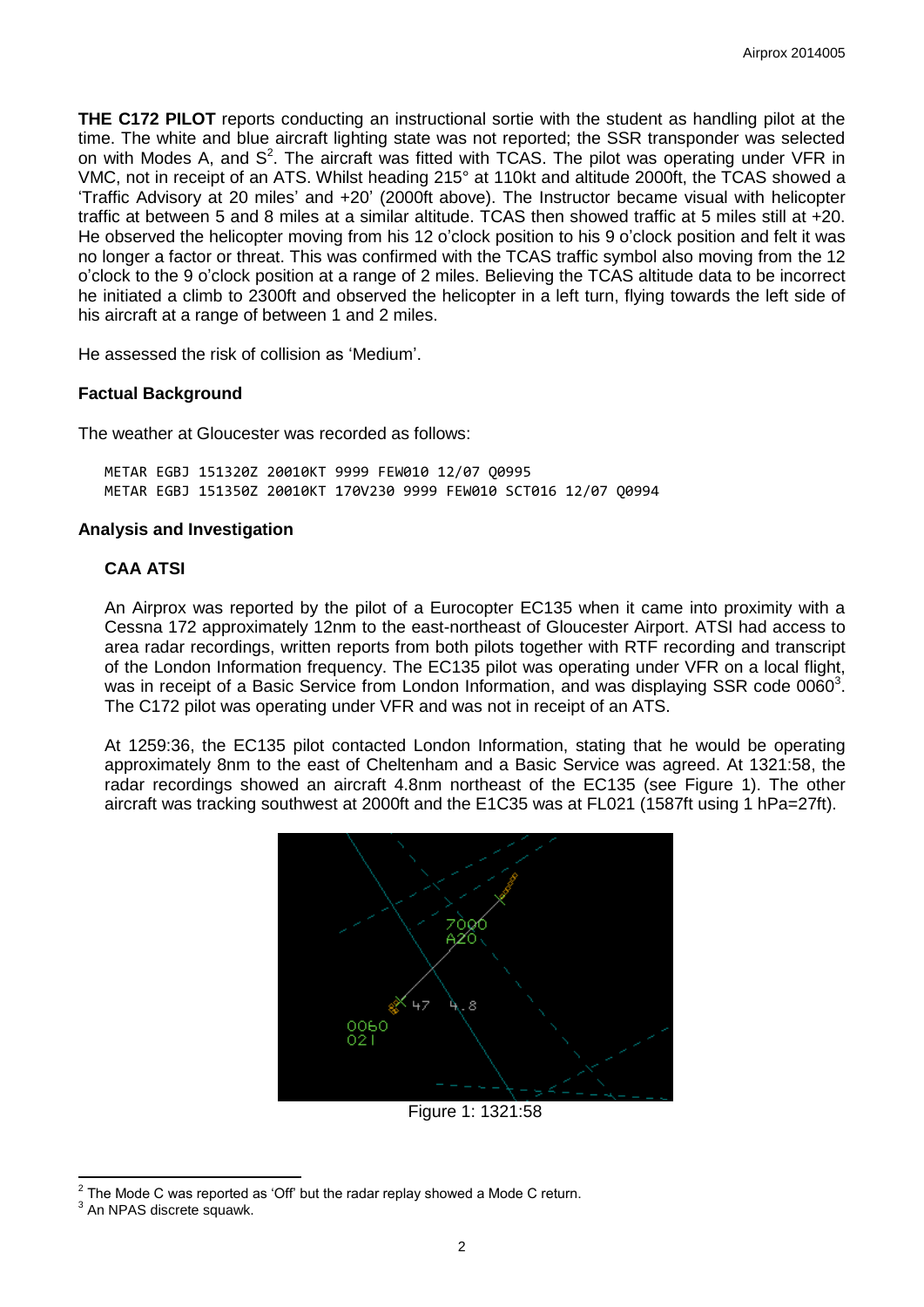**THE C172 PILOT** reports conducting an instructional sortie with the student as handling pilot at the time. The white and blue aircraft lighting state was not reported; the SSR transponder was selected on with Modes A, and S[2]. The aircraft was fitted with TCAS. The pilot was operating under VFR in VMC, not in receipt of an ATS. Whilst heading 215° at 110kt and altitude 2000ft, the TCAS showed a 'Traffic Advisory at 20 miles' and +20' (2000ft above). The Instructor became visual with helicopter traffic at between 5 and 8 miles at a similar altitude. TCAS then showed traffic at 5 miles still at +20. He observed the helicopter moving from his 12 o'clock position to his 9 o'clock position and felt it was no longer a factor or threat. This was confirmed with the TCAS traffic symbol also moving from the 12 o'clock to the 9 o'clock position at a range of 2 miles. Believing the TCAS altitude data to be incorrect he initiated a climb to 2300ft and observed the helicopter in a left turn, flying towards the left side of his aircraft at a range of between 1 and 2 miles.

He assessed the risk of collision as 'Medium'.

### Factual Background

The weather at Gloucester was recorded as follows:

```
METAR EGBJ 151320Z 20010KT 9999 FEW010 12/07 Q0995
METAR EGBJ 151350Z 20010KT 170V230 9999 FEW010 SCT016 12/07 Q0994
```

### Analysis and Investigation

#### CAA ATSI

An Airprox was reported by the pilot of a Eurocopter EC135 when it came into proximity with a Cessna 172 approximately 12nm to the east-northeast of Gloucester Airport. ATSI had access to area radar recordings, written reports from both pilots together with RTF recording and transcript of the London Information frequency. The EC135 pilot was operating under VFR on a local flight, was in receipt of a Basic Service from London Information, and was displaying SSR code 0060[3]. The C172 pilot was operating under VFR and was not in receipt of an ATS.

At 1259:36, the EC135 pilot contacted London Information, stating that he would be operating approximately 8nm to the east of Cheltenham and a Basic Service was agreed. At 1321:58, the radar recordings showed an aircraft 4.8nm northeast of the EC135 (see Figure 1). The other aircraft was tracking southwest at 2000ft and the E1C35 was at FL021 (1587ft using 1 hPa=27ft).

Figure 1: 1321:58

---

[2] The Mode C was reported as 'Off' but the radar replay showed a Mode C return.

[3] An NPAS discrete squawk.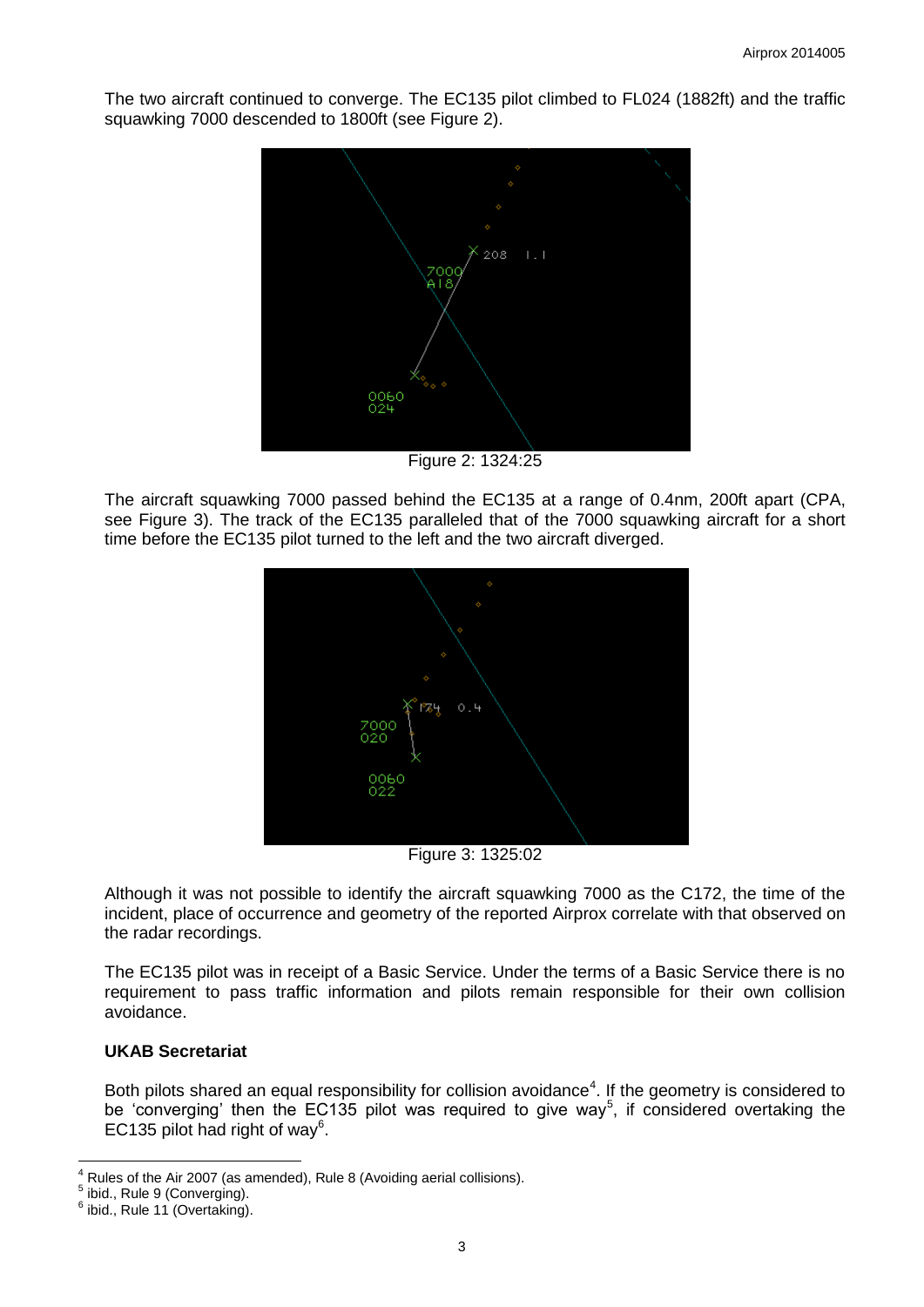The two aircraft continued to converge. The EC135 pilot climbed to FL024 (1882ft) and the traffic squawking 7000 descended to 1800ft (see Figure 2).

Figure 2: 1324:25

The aircraft squawking 7000 passed behind the EC135 at a range of 0.4nm, 200ft apart (CPA, see Figure 3). The track of the EC135 paralleled that of the 7000 squawking aircraft for a short time before the EC135 pilot turned to the left and the two aircraft diverged.

Figure 3: 1325:02

Although it was not possible to identify the aircraft squawking 7000 as the C172, the time of the incident, place of occurrence and geometry of the reported Airprox correlate with that observed on the radar recordings.

The EC135 pilot was in receipt of a Basic Service. Under the terms of a Basic Service there is no requirement to pass traffic information and pilots remain responsible for their own collision avoidance.

### UKAB Secretariat

Both pilots shared an equal responsibility for collision avoidance[4]. If the geometry is considered to be 'converging' then the EC135 pilot was required to give way[5], if considered overtaking the EC135 pilot had right of way[6].

---

[4] Rules of the Air 2007 (as amended), Rule 8 (Avoiding aerial collisions).
[5] ibid., Rule 9 (Converging).
[6] ibid., Rule 11 (Overtaking).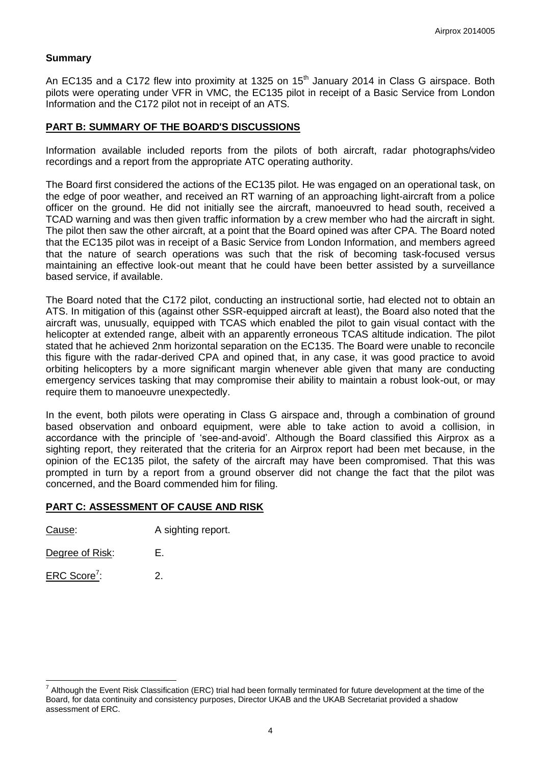## **Summary**

An EC135 and a C172 flew into proximity at 1325 on 15th January 2014 in Class G airspace. Both pilots were operating under VFR in VMC, the EC135 pilot in receipt of a Basic Service from London Information and the C172 pilot not in receipt of an ATS.

## **PART B: SUMMARY OF THE BOARD'S DISCUSSIONS**

Information available included reports from the pilots of both aircraft, radar photographs/video recordings and a report from the appropriate ATC operating authority.

The Board first considered the actions of the EC135 pilot. He was engaged on an operational task, on the edge of poor weather, and received an RT warning of an approaching light-aircraft from a police officer on the ground. He did not initially see the aircraft, manoeuvred to head south, received a TCAD warning and was then given traffic information by a crew member who had the aircraft in sight. The pilot then saw the other aircraft, at a point that the Board opined was after CPA. The Board noted that the EC135 pilot was in receipt of a Basic Service from London Information, and members agreed that the nature of search operations was such that the risk of becoming task-focused versus maintaining an effective look-out meant that he could have been better assisted by a surveillance based service, if available.

The Board noted that the C172 pilot, conducting an instructional sortie, had elected not to obtain an ATS. In mitigation of this (against other SSR-equipped aircraft at least), the Board also noted that the aircraft was, unusually, equipped with TCAS which enabled the pilot to gain visual contact with the helicopter at extended range, albeit with an apparently erroneous TCAS altitude indication. The pilot stated that he achieved 2nm horizontal separation on the EC135. The Board were unable to reconcile this figure with the radar-derived CPA and opined that, in any case, it was good practice to avoid orbiting helicopters by a more significant margin whenever able given that many are conducting emergency services tasking that may compromise their ability to maintain a robust look-out, or may require them to manoeuvre unexpectedly.

In the event, both pilots were operating in Class G airspace and, through a combination of ground based observation and onboard equipment, were able to take action to avoid a collision, in accordance with the principle of 'see-and-avoid'. Although the Board classified this Airprox as a sighting report, they reiterated that the criteria for an Airprox report had been met because, in the opinion of the EC135 pilot, the safety of the aircraft may have been compromised. That this was prompted in turn by a report from a ground observer did not change the fact that the pilot was concerned, and the Board commended him for filing.

## **PART C: ASSESSMENT OF CAUSE AND RISK**

Cause: A sighting report.

Degree of Risk: E.

ERC Score[7]: 2.

---

[7] Although the Event Risk Classification (ERC) trial had been formally terminated for future development at the time of the Board, for data continuity and consistency purposes, Director UKAB and the UKAB Secretariat provided a shadow assessment of ERC.